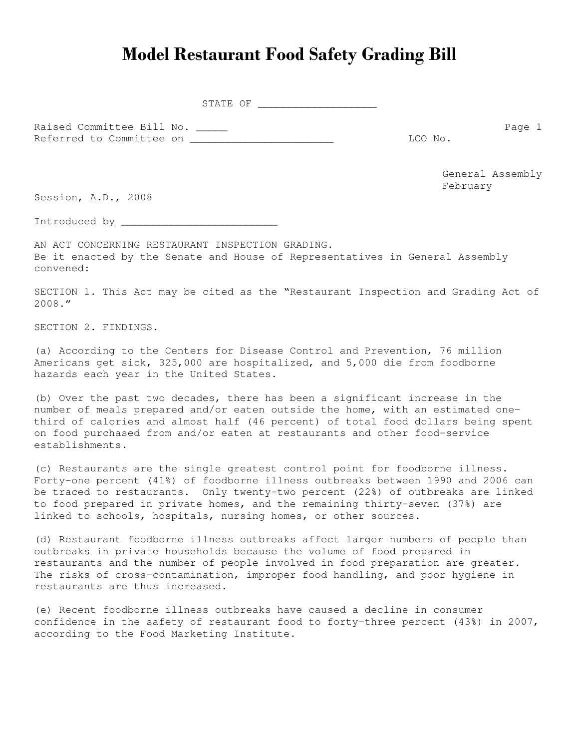# Model Restaurant Food Safety Grading Bill

STATE OF ___________________

Raised Committee Bill No. _____
Referred to Committee on _______________________ LCO No.

General Assembly
February
Session, A.D., 2008

Introduced by _________________________

AN ACT CONCERNING RESTAURANT INSPECTION GRADING.
Be it enacted by the Senate and House of Representatives in General Assembly convened:

SECTION 1. This Act may be cited as the "Restaurant Inspection and Grading Act of 2008."

SECTION 2. FINDINGS.

(a) According to the Centers for Disease Control and Prevention, 76 million Americans get sick, 325,000 are hospitalized, and 5,000 die from foodborne hazards each year in the United States.

(b) Over the past two decades, there has been a significant increase in the number of meals prepared and/or eaten outside the home, with an estimated one-third of calories and almost half (46 percent) of total food dollars being spent on food purchased from and/or eaten at restaurants and other food-service establishments.

(c) Restaurants are the single greatest control point for foodborne illness. Forty-one percent (41%) of foodborne illness outbreaks between 1990 and 2006 can be traced to restaurants. Only twenty-two percent (22%) of outbreaks are linked to food prepared in private homes, and the remaining thirty-seven (37%) are linked to schools, hospitals, nursing homes, or other sources.

(d) Restaurant foodborne illness outbreaks affect larger numbers of people than outbreaks in private households because the volume of food prepared in restaurants and the number of people involved in food preparation are greater. The risks of cross-contamination, improper food handling, and poor hygiene in restaurants are thus increased.

(e) Recent foodborne illness outbreaks have caused a decline in consumer confidence in the safety of restaurant food to forty-three percent (43%) in 2007, according to the Food Marketing Institute.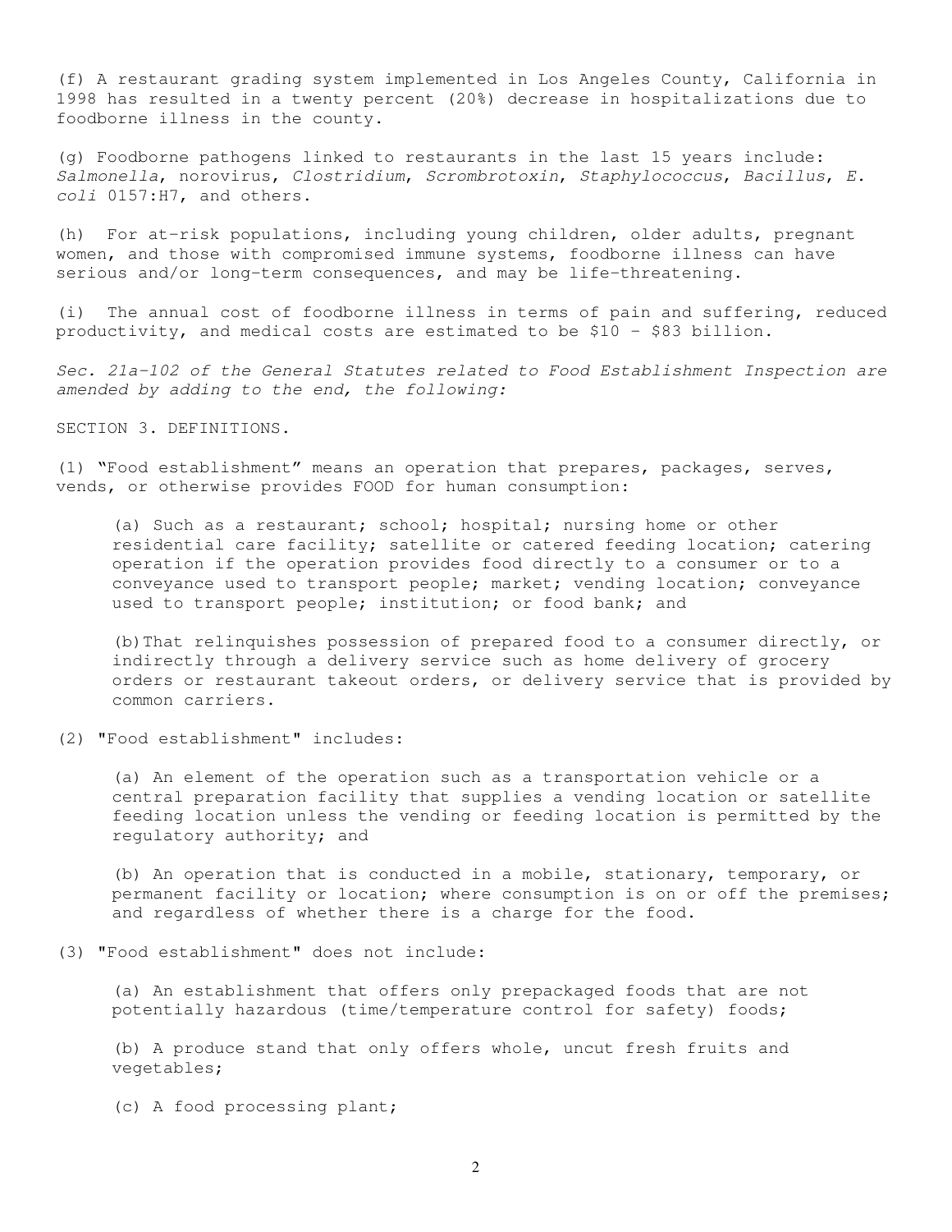(f) A restaurant grading system implemented in Los Angeles County, California in 1998 has resulted in a twenty percent (20%) decrease in hospitalizations due to foodborne illness in the county.

(g) Foodborne pathogens linked to restaurants in the last 15 years include: *Salmonella*, norovirus, *Clostridium*, *Scrombrotoxin*, *Staphylococcus*, *Bacillus*, *E. coli* 0157:H7, and others.

(h) For at-risk populations, including young children, older adults, pregnant women, and those with compromised immune systems, foodborne illness can have serious and/or long-term consequences, and may be life-threatening.

(i) The annual cost of foodborne illness in terms of pain and suffering, reduced productivity, and medical costs are estimated to be $10 - $83 billion.

*Sec. 21a-102 of the General Statutes related to Food Establishment Inspection are amended by adding to the end, the following:*

SECTION 3. DEFINITIONS.

(1) "Food establishment" means an operation that prepares, packages, serves, vends, or otherwise provides FOOD for human consumption:

> (a) Such as a restaurant; school; hospital; nursing home or other residential care facility; satellite or catered feeding location; catering operation if the operation provides food directly to a consumer or to a conveyance used to transport people; market; vending location; conveyance used to transport people; institution; or food bank; and
>
> (b) That relinquishes possession of prepared food to a consumer directly, or indirectly through a delivery service such as home delivery of grocery orders or restaurant takeout orders, or delivery service that is provided by common carriers.

(2) "Food establishment" includes:

> (a) An element of the operation such as a transportation vehicle or a central preparation facility that supplies a vending location or satellite feeding location unless the vending or feeding location is permitted by the regulatory authority; and
>
> (b) An operation that is conducted in a mobile, stationary, temporary, or permanent facility or location; where consumption is on or off the premises; and regardless of whether there is a charge for the food.

(3) "Food establishment" does not include:

> (a) An establishment that offers only prepackaged foods that are not potentially hazardous (time/temperature control for safety) foods;
>
> (b) A produce stand that only offers whole, uncut fresh fruits and vegetables;
>
> (c) A food processing plant;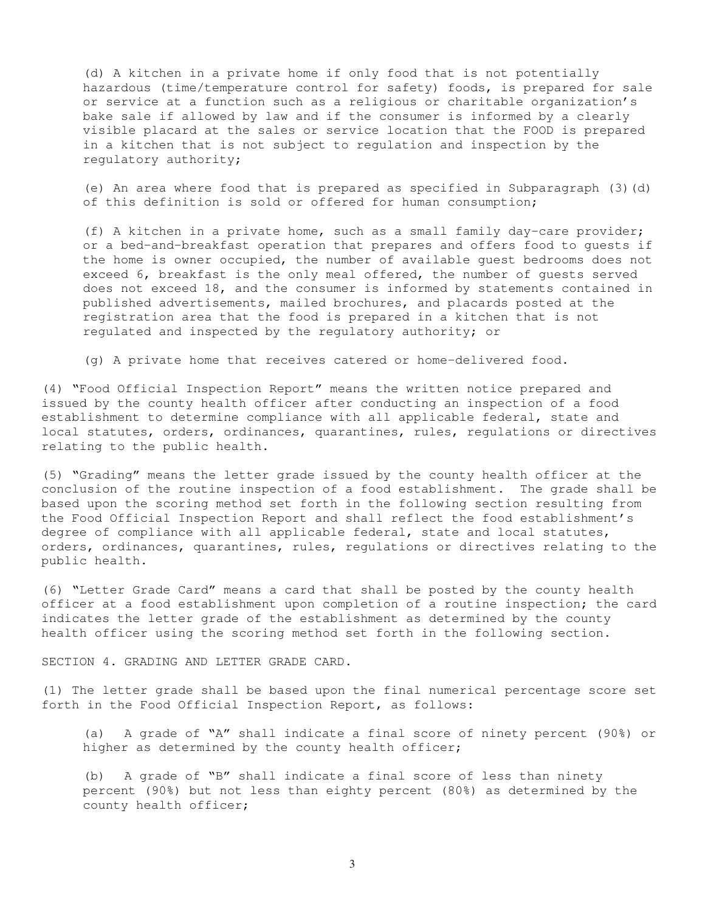(d) A kitchen in a private home if only food that is not potentially hazardous (time/temperature control for safety) foods, is prepared for sale or service at a function such as a religious or charitable organization's bake sale if allowed by law and if the consumer is informed by a clearly visible placard at the sales or service location that the FOOD is prepared in a kitchen that is not subject to regulation and inspection by the regulatory authority;

(e) An area where food that is prepared as specified in Subparagraph (3)(d) of this definition is sold or offered for human consumption;

(f) A kitchen in a private home, such as a small family day-care provider; or a bed-and-breakfast operation that prepares and offers food to guests if the home is owner occupied, the number of available guest bedrooms does not exceed 6, breakfast is the only meal offered, the number of guests served does not exceed 18, and the consumer is informed by statements contained in published advertisements, mailed brochures, and placards posted at the registration area that the food is prepared in a kitchen that is not regulated and inspected by the regulatory authority; or

(g) A private home that receives catered or home-delivered food.

(4) "Food Official Inspection Report" means the written notice prepared and issued by the county health officer after conducting an inspection of a food establishment to determine compliance with all applicable federal, state and local statutes, orders, ordinances, quarantines, rules, regulations or directives relating to the public health.

(5) "Grading" means the letter grade issued by the county health officer at the conclusion of the routine inspection of a food establishment. The grade shall be based upon the scoring method set forth in the following section resulting from the Food Official Inspection Report and shall reflect the food establishment's degree of compliance with all applicable federal, state and local statutes, orders, ordinances, quarantines, rules, regulations or directives relating to the public health.

(6) "Letter Grade Card" means a card that shall be posted by the county health officer at a food establishment upon completion of a routine inspection; the card indicates the letter grade of the establishment as determined by the county health officer using the scoring method set forth in the following section.

SECTION 4. GRADING AND LETTER GRADE CARD.

(1) The letter grade shall be based upon the final numerical percentage score set forth in the Food Official Inspection Report, as follows:

(a) A grade of "A" shall indicate a final score of ninety percent (90%) or higher as determined by the county health officer;

(b) A grade of "B" shall indicate a final score of less than ninety percent (90%) but not less than eighty percent (80%) as determined by the county health officer;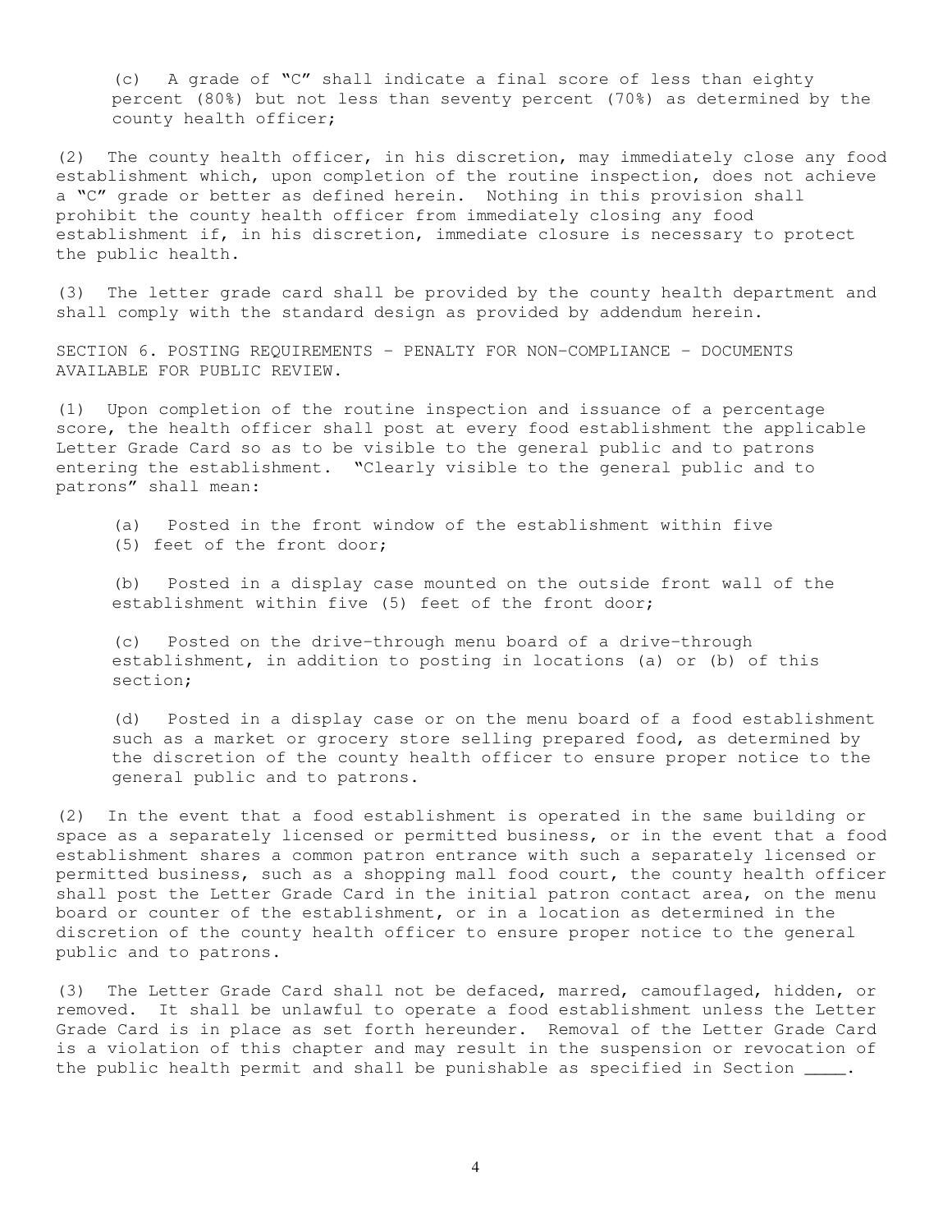(c) A grade of "C" shall indicate a final score of less than eighty percent (80%) but not less than seventy percent (70%) as determined by the county health officer;

(2) The county health officer, in his discretion, may immediately close any food establishment which, upon completion of the routine inspection, does not achieve a "C" grade or better as defined herein. Nothing in this provision shall prohibit the county health officer from immediately closing any food establishment if, in his discretion, immediate closure is necessary to protect the public health.

(3) The letter grade card shall be provided by the county health department and shall comply with the standard design as provided by addendum herein.

SECTION 6. POSTING REQUIREMENTS – PENALTY FOR NON-COMPLIANCE – DOCUMENTS AVAILABLE FOR PUBLIC REVIEW.

(1) Upon completion of the routine inspection and issuance of a percentage score, the health officer shall post at every food establishment the applicable Letter Grade Card so as to be visible to the general public and to patrons entering the establishment. "Clearly visible to the general public and to patrons" shall mean:

(a) Posted in the front window of the establishment within five (5) feet of the front door;

(b) Posted in a display case mounted on the outside front wall of the establishment within five (5) feet of the front door;

(c) Posted on the drive-through menu board of a drive-through establishment, in addition to posting in locations (a) or (b) of this section;

(d) Posted in a display case or on the menu board of a food establishment such as a market or grocery store selling prepared food, as determined by the discretion of the county health officer to ensure proper notice to the general public and to patrons.

(2) In the event that a food establishment is operated in the same building or space as a separately licensed or permitted business, or in the event that a food establishment shares a common patron entrance with such a separately licensed or permitted business, such as a shopping mall food court, the county health officer shall post the Letter Grade Card in the initial patron contact area, on the menu board or counter of the establishment, or in a location as determined in the discretion of the county health officer to ensure proper notice to the general public and to patrons.

(3) The Letter Grade Card shall not be defaced, marred, camouflaged, hidden, or removed. It shall be unlawful to operate a food establishment unless the Letter Grade Card is in place as set forth hereunder. Removal of the Letter Grade Card is a violation of this chapter and may result in the suspension or revocation of the public health permit and shall be punishable as specified in Section ____.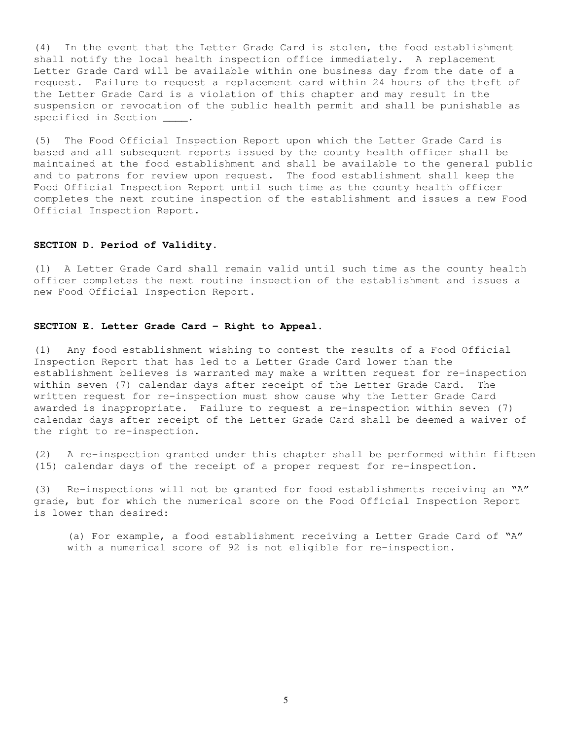(4) In the event that the Letter Grade Card is stolen, the food establishment shall notify the local health inspection office immediately. A replacement Letter Grade Card will be available within one business day from the date of a request. Failure to request a replacement card within 24 hours of the theft of the Letter Grade Card is a violation of this chapter and may result in the suspension or revocation of the public health permit and shall be punishable as specified in Section ____.

(5) The Food Official Inspection Report upon which the Letter Grade Card is based and all subsequent reports issued by the county health officer shall be maintained at the food establishment and shall be available to the general public and to patrons for review upon request. The food establishment shall keep the Food Official Inspection Report until such time as the county health officer completes the next routine inspection of the establishment and issues a new Food Official Inspection Report.

**SECTION D. Period of Validity.**

(1) A Letter Grade Card shall remain valid until such time as the county health officer completes the next routine inspection of the establishment and issues a new Food Official Inspection Report.

**SECTION E. Letter Grade Card – Right to Appeal.**

(1) Any food establishment wishing to contest the results of a Food Official Inspection Report that has led to a Letter Grade Card lower than the establishment believes is warranted may make a written request for re-inspection within seven (7) calendar days after receipt of the Letter Grade Card. The written request for re-inspection must show cause why the Letter Grade Card awarded is inappropriate. Failure to request a re-inspection within seven (7) calendar days after receipt of the Letter Grade Card shall be deemed a waiver of the right to re-inspection.

(2) A re-inspection granted under this chapter shall be performed within fifteen (15) calendar days of the receipt of a proper request for re-inspection.

(3) Re-inspections will not be granted for food establishments receiving an "A" grade, but for which the numerical score on the Food Official Inspection Report is lower than desired:

(a) For example, a food establishment receiving a Letter Grade Card of "A" with a numerical score of 92 is not eligible for re-inspection.